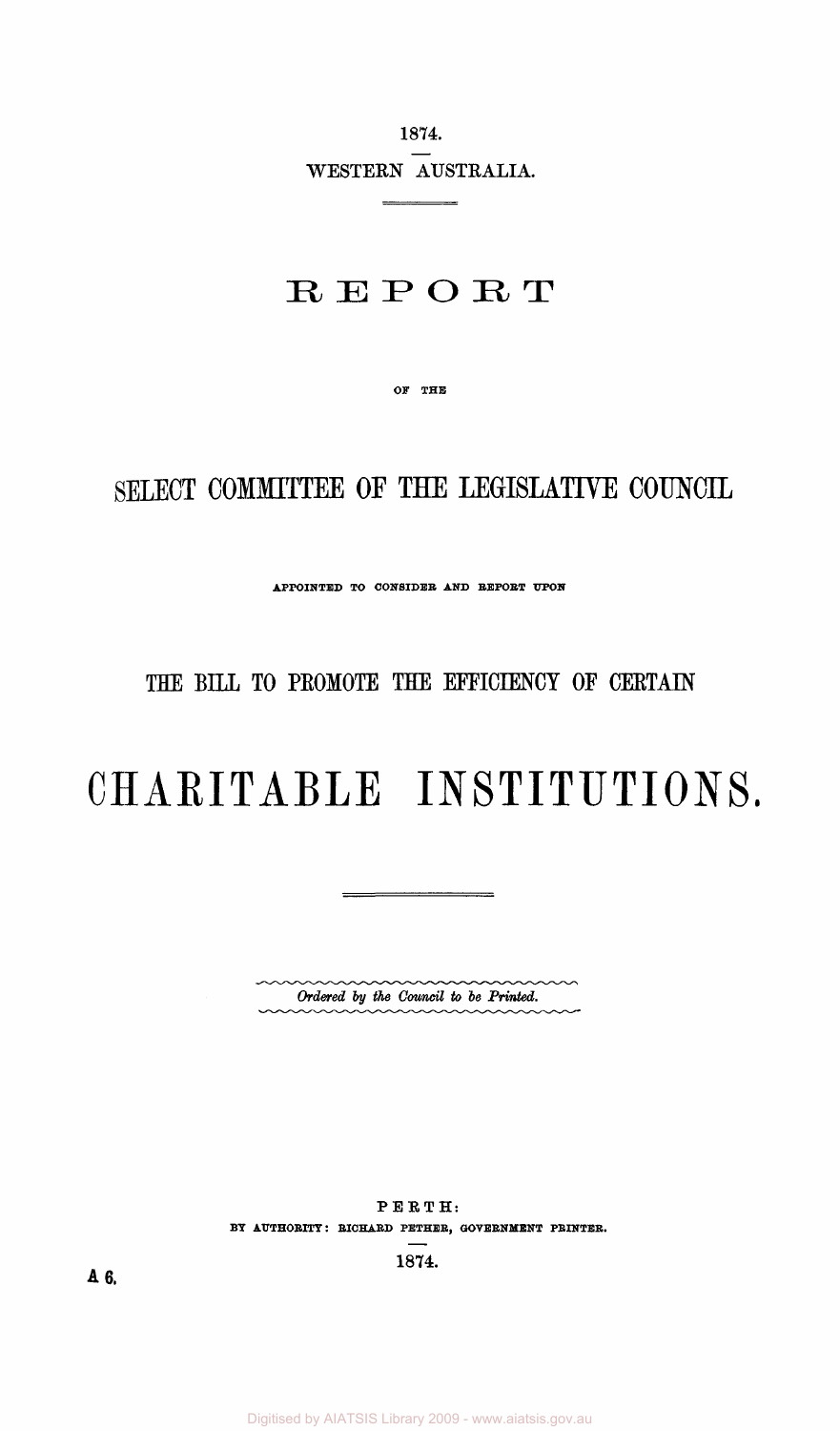1874.

WESTERN AUSTRALIA.

# REPORT

OF THE

## SELECT COMMITTEE OF THE LEGISLATIVE COUNCIL

APPOINTED TO CONSIDER AND REPORT UPON

## THE BILL TO PROMOTE THE EFFICIENCY OF CERTAIN

# CHARITABLE INSTITUTIONS.

*Ordered by the Council to be Printed.*

PERTH:

BY AUTHORITY: RICHARD PETHER, GOVERNMENT PRINTER.

1874.

A 6.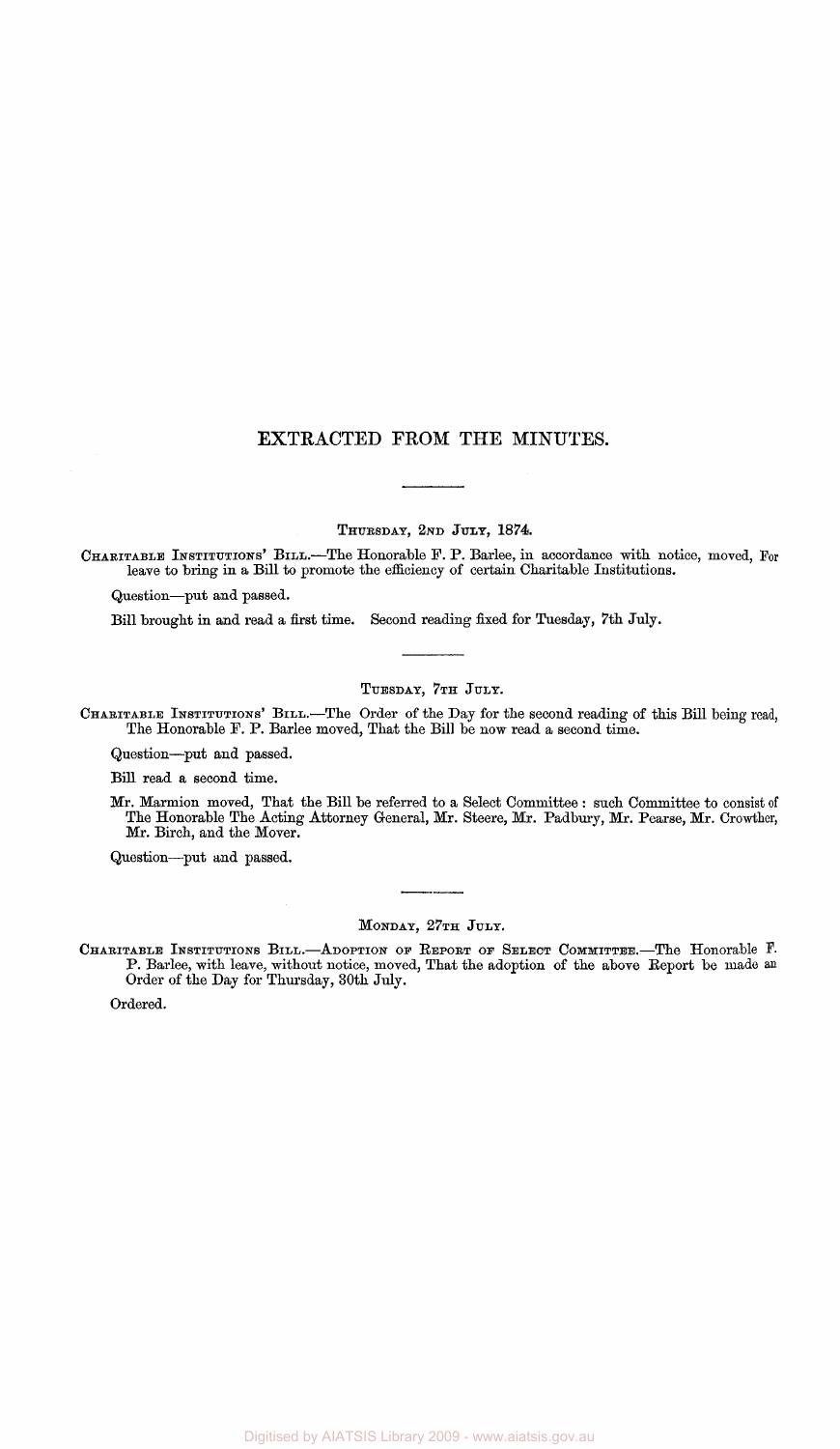# EXTRACTED FROM THE MINUTES.

---

THURSDAY, 2ND JULY, 1874.

CHARITABLE INSTITUTIONS' BILL.—The Honorable F. P. Barlee, in accordance with notice, moved, For leave to bring in a Bill to promote the efficiency of certain Charitable Institutions.

Question—put and passed.

Bill brought in and read a first time. Second reading fixed for Tuesday, 7th July.

---

TUESDAY, 7TH JULY.

CHARITABLE INSTITUTIONS' BILL.—The Order of the Day for the second reading of this Bill being read, The Honorable F. P. Barlee moved, That the Bill be now read a second time.

Question—put and passed.

Bill read a second time.

Mr. Marmion moved, That the Bill be referred to a Select Committee: such Committee to consist of The Honorable The Acting Attorney General, Mr. Steere, Mr. Padbury, Mr. Pearse, Mr. Crowther, Mr. Birch, and the Mover.

Question—put and passed.

---

MONDAY, 27TH JULY.

CHARITABLE INSTITUTIONS BILL.—ADOPTION OF REPORT OF SELECT COMMITTEE.—The Honorable F. P. Barlee, with leave, without notice, moved, That the adoption of the above Report be made an Order of the Day for Thursday, 30th July.

Ordered.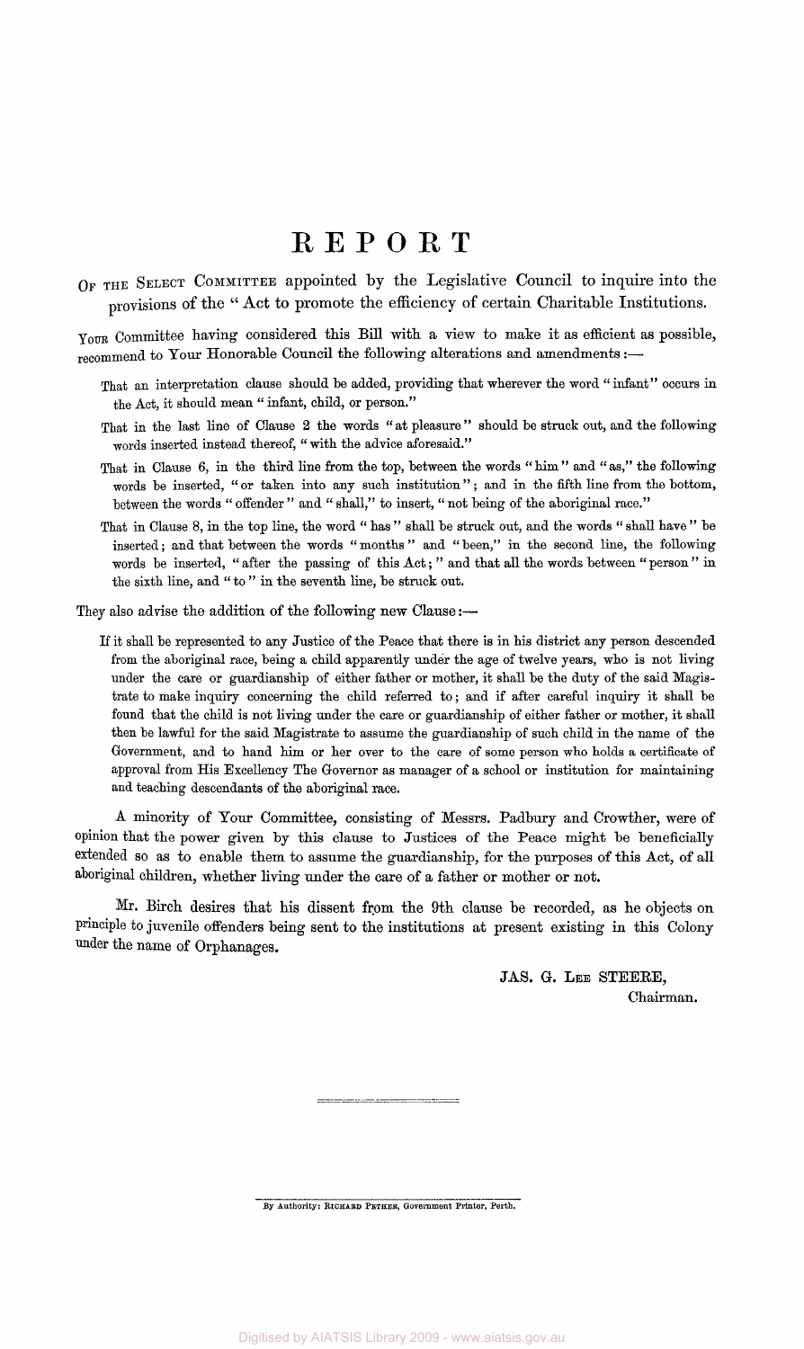# REPORT

OF THE SELECT COMMITTEE appointed by the Legislative Council to inquire into the provisions of the "Act to promote the efficiency of certain Charitable Institutions.

YOUR Committee having considered this Bill with a view to make it as efficient as possible, recommend to Your Honorable Council the following alterations and amendments:—

That an interpretation clause should be added, providing that wherever the word "infant" occurs in the Act, it should mean "infant, child, or person."

That in the last line of Clause 2 the words "at pleasure" should be struck out, and the following words inserted instead thereof, "with the advice aforesaid."

That in Clause 6, in the third line from the top, between the words "him" and "as," the following words be inserted, "or taken into any such institution"; and in the fifth line from the bottom, between the words "offender" and "shall," to insert, "not being of the aboriginal race."

That in Clause 8, in the top line, the word "has" shall be struck out, and the words "shall have" be inserted; and that between the words "months" and "been," in the second line, the following words be inserted, "after the passing of this Act;" and that all the words between "person" in the sixth line, and "to" in the seventh line, be struck out.

They also advise the addition of the following new Clause:—

If it shall be represented to any Justice of the Peace that there is in his district any person descended from the aboriginal race, being a child apparently under the age of twelve years, who is not living under the care or guardianship of either father or mother, it shall be the duty of the said Magistrate to make inquiry concerning the child referred to; and if after careful inquiry it shall be found that the child is not living under the care or guardianship of either father or mother, it shall then be lawful for the said Magistrate to assume the guardianship of such child in the name of the Government, and to hand him or her over to the care of some person who holds a certificate of approval from His Excellency The Governor as manager of a school or institution for maintaining and teaching descendants of the aboriginal race.

A minority of Your Committee, consisting of Messrs. Padbury and Crowther, were of opinion that the power given by this clause to Justices of the Peace might be beneficially extended so as to enable them to assume the guardianship, for the purposes of this Act, of all aboriginal children, whether living under the care of a father or mother or not.

Mr. Birch desires that his dissent from the 9th clause be recorded, as he objects on principle to juvenile offenders being sent to the institutions at present existing in this Colony under the name of Orphanages.

JAS. G. LEE STEERE,
Chairman.

By Authority: RICHARD PETHER, Government Printer, Perth.